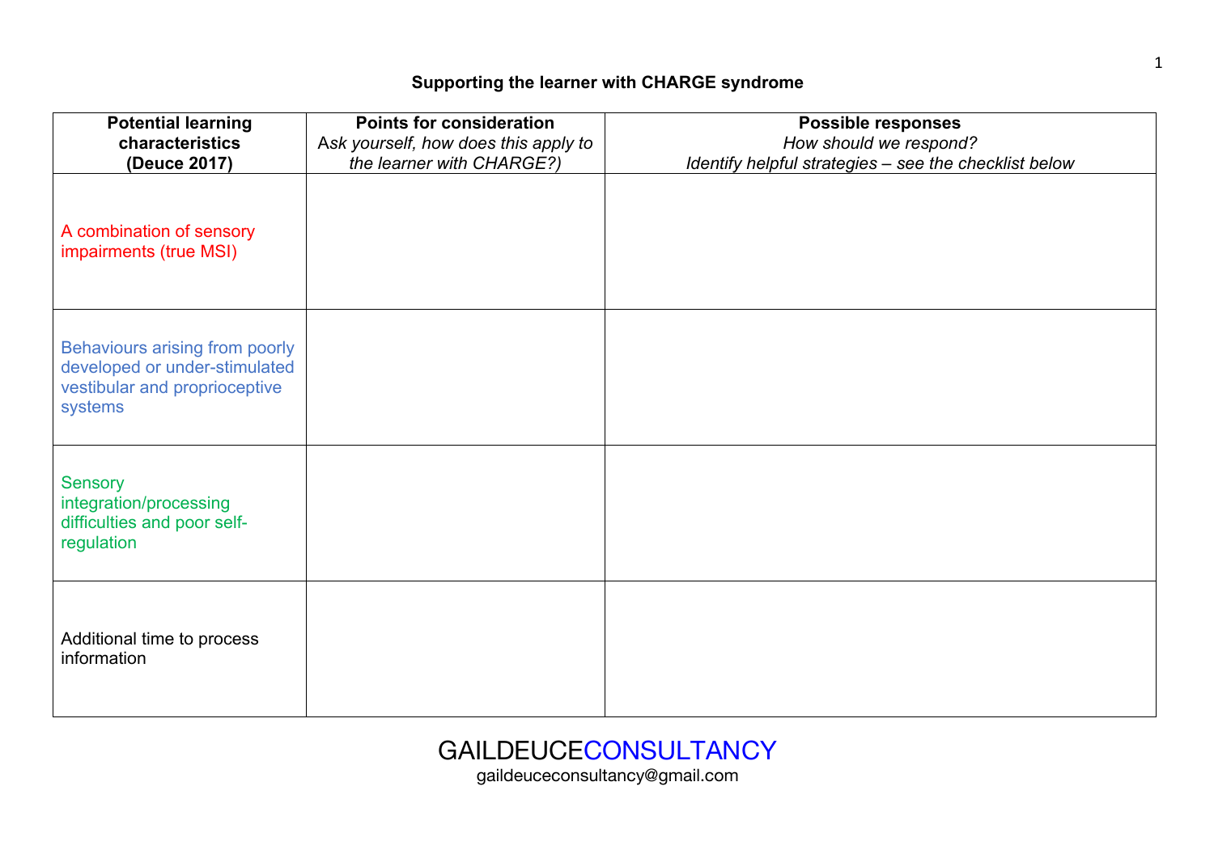## Supporting the learner with CHARGE syndrome

| **Potential learning characteristics (Deuce 2017)** | **Points for consideration** *Ask yourself, how does this apply to the learner with CHARGE?)* | **Possible responses** *How should we respond? Identify helpful strategies – see the checklist below* |
|---|---|---|
| A combination of sensory impairments (true MSI) | | |
| Behaviours arising from poorly developed or under-stimulated vestibular and proprioceptive systems | | |
| Sensory integration/processing difficulties and poor self-regulation | | |
| Additional time to process information | | |

GAILDEUCECONSULTANCY
gaildeuceconsultancy@gmail.com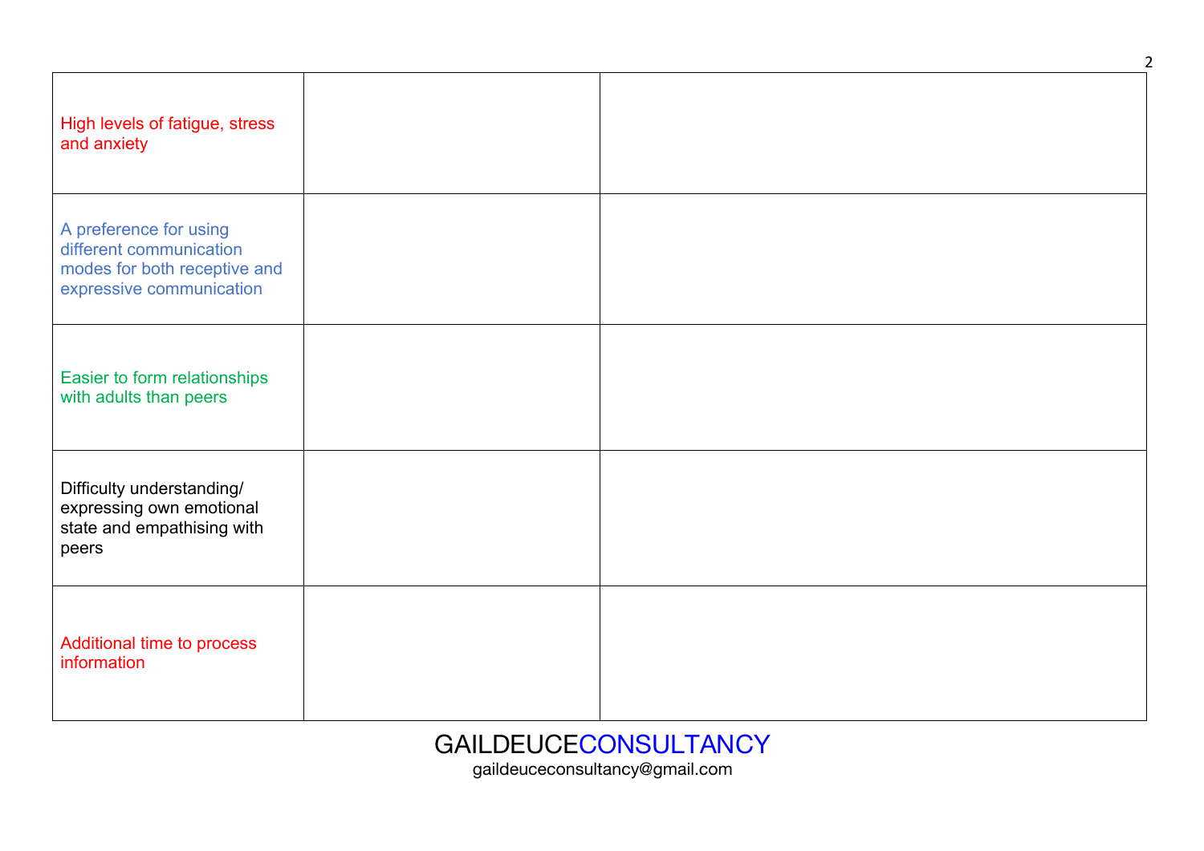| | | |
|---|---|---|
| High levels of fatigue, stress and anxiety | | |
| A preference for using different communication modes for both receptive and expressive communication | | |
| Easier to form relationships with adults than peers | | |
| Difficulty understanding/ expressing own emotional state and empathising with peers | | |
| Additional time to process information | | |

GAILDEUCECONSULTANCY
gaildeuceconsultancy@gmail.com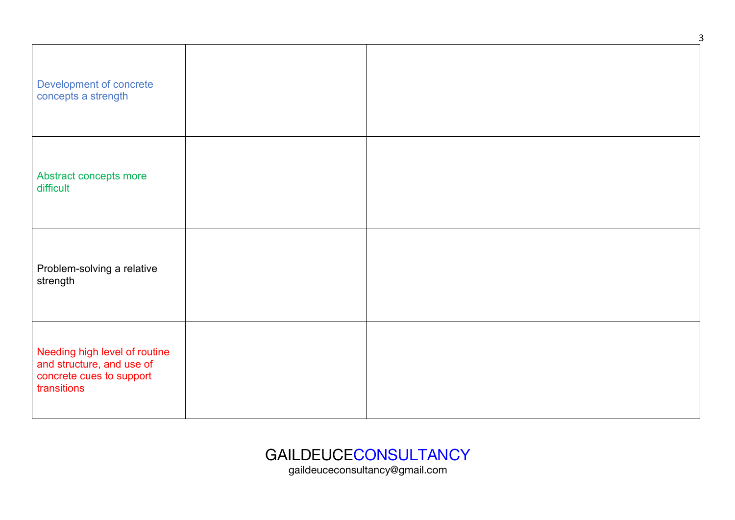| | | |
|---|---|---|
| Development of concrete concepts a strength | | |
| Abstract concepts more difficult | | |
| Problem-solving a relative strength | | |
| Needing high level of routine and structure, and use of concrete cues to support transitions | | |

GAILDEUCECONSULTANCY
gaildeuceconsultancy@gmail.com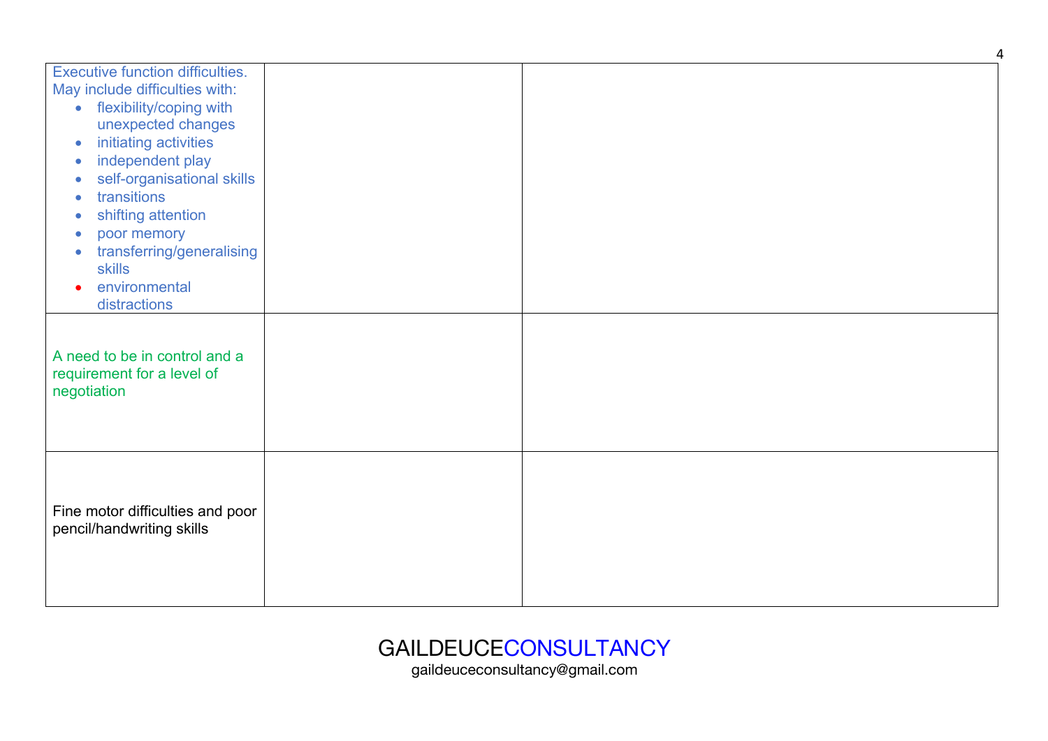| | | |
|---|---|---|
| Executive function difficulties. May include difficulties with:<br>• flexibility/coping with unexpected changes<br>• initiating activities<br>• independent play<br>• self-organisational skills<br>• transitions<br>• shifting attention<br>• poor memory<br>• transferring/generalising skills<br>• environmental distractions | | |
| A need to be in control and a requirement for a level of negotiation | | |
| Fine motor difficulties and poor pencil/handwriting skills | | |

GAILDEUCECONSULTANCY
gaildeuceconsultancy@gmail.com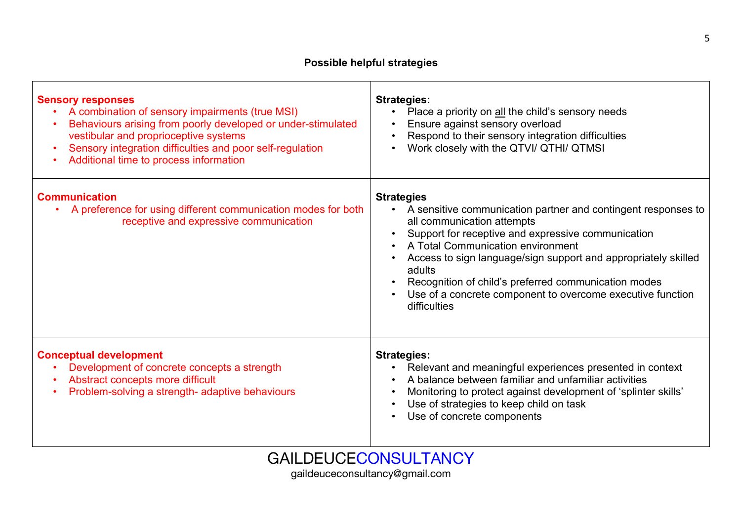**Possible helpful strategies**

| | |
|---|---|
| **Sensory responses**<br>• A combination of sensory impairments (true MSI)<br>• Behaviours arising from poorly developed or under-stimulated vestibular and proprioceptive systems<br>• Sensory integration difficulties and poor self-regulation<br>• Additional time to process information | **Strategies:**<br>• Place a priority on all the child's sensory needs<br>• Ensure against sensory overload<br>• Respond to their sensory integration difficulties<br>• Work closely with the QTVI/ QTHI/ QTMSI |
| **Communication**<br>• A preference for using different communication modes for both receptive and expressive communication | **Strategies**<br>• A sensitive communication partner and contingent responses to all communication attempts<br>• Support for receptive and expressive communication<br>• A Total Communication environment<br>• Access to sign language/sign support and appropriately skilled adults<br>• Recognition of child's preferred communication modes<br>• Use of a concrete component to overcome executive function difficulties |
| **Conceptual development**<br>• Development of concrete concepts a strength<br>• Abstract concepts more difficult<br>• Problem-solving a strength- adaptive behaviours | **Strategies:**<br>• Relevant and meaningful experiences presented in context<br>• A balance between familiar and unfamiliar activities<br>• Monitoring to protect against development of 'splinter skills'<br>• Use of strategies to keep child on task<br>• Use of concrete components |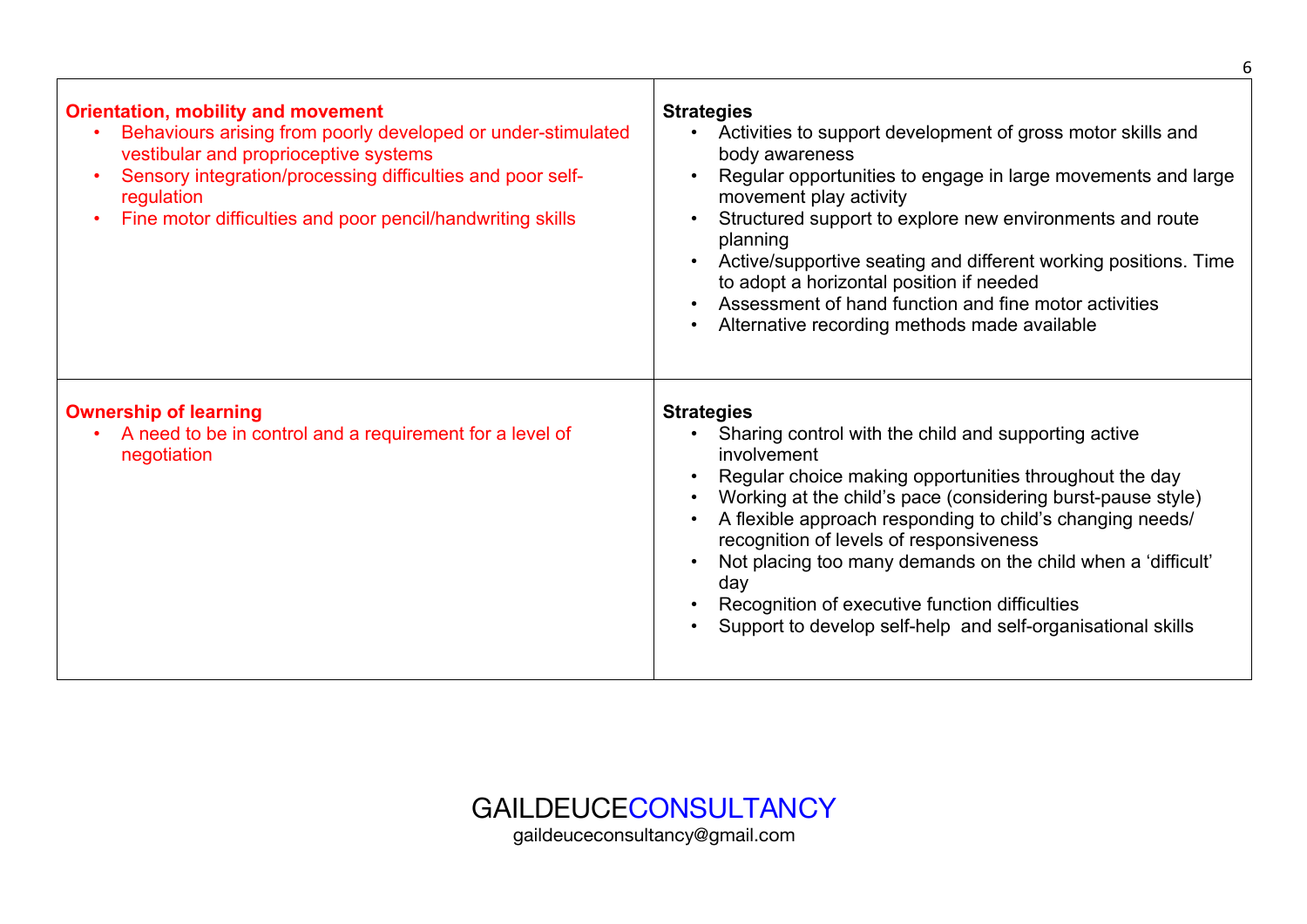| **Orientation, mobility and movement**<br>• Behaviours arising from poorly developed or under-stimulated vestibular and proprioceptive systems<br>• Sensory integration/processing difficulties and poor self-regulation<br>• Fine motor difficulties and poor pencil/handwriting skills | **Strategies**<br>• Activities to support development of gross motor skills and body awareness<br>• Regular opportunities to engage in large movements and large movement play activity<br>• Structured support to explore new environments and route planning<br>• Active/supportive seating and different working positions. Time to adopt a horizontal position if needed<br>• Assessment of hand function and fine motor activities<br>• Alternative recording methods made available |
|---|---|
| **Ownership of learning**<br>• A need to be in control and a requirement for a level of negotiation | **Strategies**<br>• Sharing control with the child and supporting active involvement<br>• Regular choice making opportunities throughout the day<br>• Working at the child's pace (considering burst-pause style)<br>• A flexible approach responding to child's changing needs/ recognition of levels of responsiveness<br>• Not placing too many demands on the child when a 'difficult' day<br>• Recognition of executive function difficulties<br>• Support to develop self-help and self-organisational skills |

GAILDEUCECONSULTANCY
gaildeuceconsultancy@gmail.com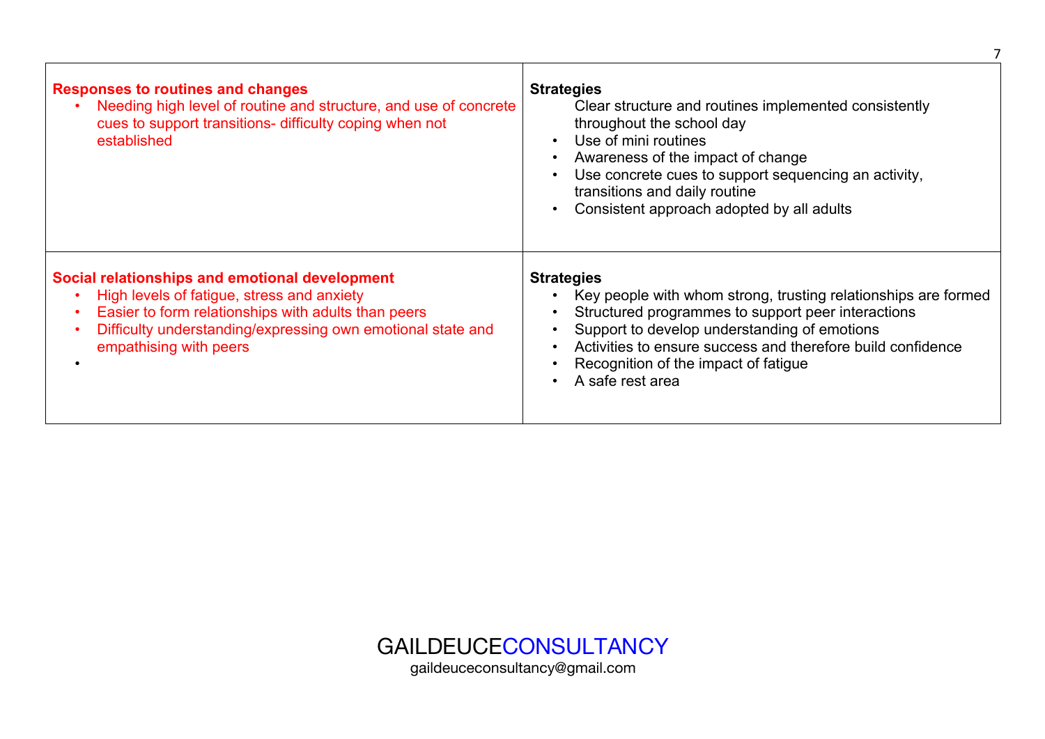| | |
|---|---|
| **Responses to routines and changes**<br>• Needing high level of routine and structure, and use of concrete cues to support transitions- difficulty coping when not established | **Strategies**<br>Clear structure and routines implemented consistently throughout the school day<br>• Use of mini routines<br>• Awareness of the impact of change<br>• Use concrete cues to support sequencing an activity, transitions and daily routine<br>• Consistent approach adopted by all adults |
| **Social relationships and emotional development**<br>• High levels of fatigue, stress and anxiety<br>• Easier to form relationships with adults than peers<br>• Difficulty understanding/expressing own emotional state and empathising with peers<br>• | **Strategies**<br>• Key people with whom strong, trusting relationships are formed<br>• Structured programmes to support peer interactions<br>• Support to develop understanding of emotions<br>• Activities to ensure success and therefore build confidence<br>• Recognition of the impact of fatigue<br>• A safe rest area |

GAILDEUCECONSULTANCY
gaildeuceconsultancy@gmail.com